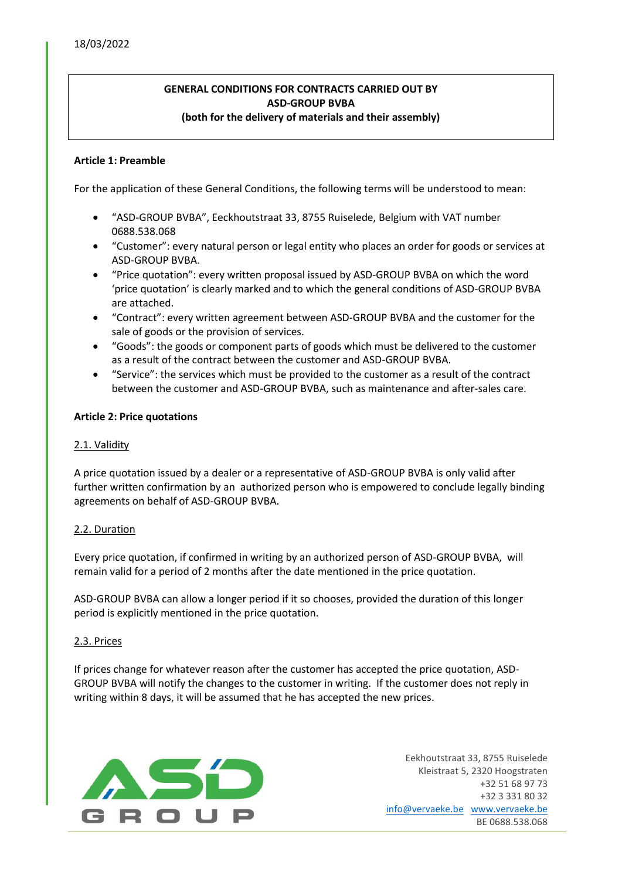18/03/2022

**GENERAL CONDITIONS FOR CONTRACTS CARRIED OUT BY ASD-GROUP BVBA**
**(both for the delivery of materials and their assembly)**

## Article 1: Preamble

For the application of these General Conditions, the following terms will be understood to mean:

- "ASD-GROUP BVBA", Eeckhoutstraat 33, 8755 Ruiselede, Belgium with VAT number 0688.538.068
- "Customer": every natural person or legal entity who places an order for goods or services at ASD-GROUP BVBA.
- "Price quotation": every written proposal issued by ASD-GROUP BVBA on which the word 'price quotation' is clearly marked and to which the general conditions of ASD-GROUP BVBA are attached.
- "Contract": every written agreement between ASD-GROUP BVBA and the customer for the sale of goods or the provision of services.
- "Goods": the goods or component parts of goods which must be delivered to the customer as a result of the contract between the customer and ASD-GROUP BVBA.
- "Service": the services which must be provided to the customer as a result of the contract between the customer and ASD-GROUP BVBA, such as maintenance and after-sales care.

## Article 2: Price quotations

### 2.1. Validity

A price quotation issued by a dealer or a representative of ASD-GROUP BVBA is only valid after further written confirmation by an authorized person who is empowered to conclude legally binding agreements on behalf of ASD-GROUP BVBA.

### 2.2. Duration

Every price quotation, if confirmed in writing by an authorized person of ASD-GROUP BVBA, will remain valid for a period of 2 months after the date mentioned in the price quotation.

ASD-GROUP BVBA can allow a longer period if it so chooses, provided the duration of this longer period is explicitly mentioned in the price quotation.

### 2.3. Prices

If prices change for whatever reason after the customer has accepted the price quotation, ASD-GROUP BVBA will notify the changes to the customer in writing. If the customer does not reply in writing within 8 days, it will be assumed that he has accepted the new prices.

Eekhoutstraat 33, 8755 Ruiselede
Kleistraat 5, 2320 Hoogstraten
+32 51 68 97 73
+32 3 331 80 32
info@vervaeke.be www.vervaeke.be
BE 0688.538.068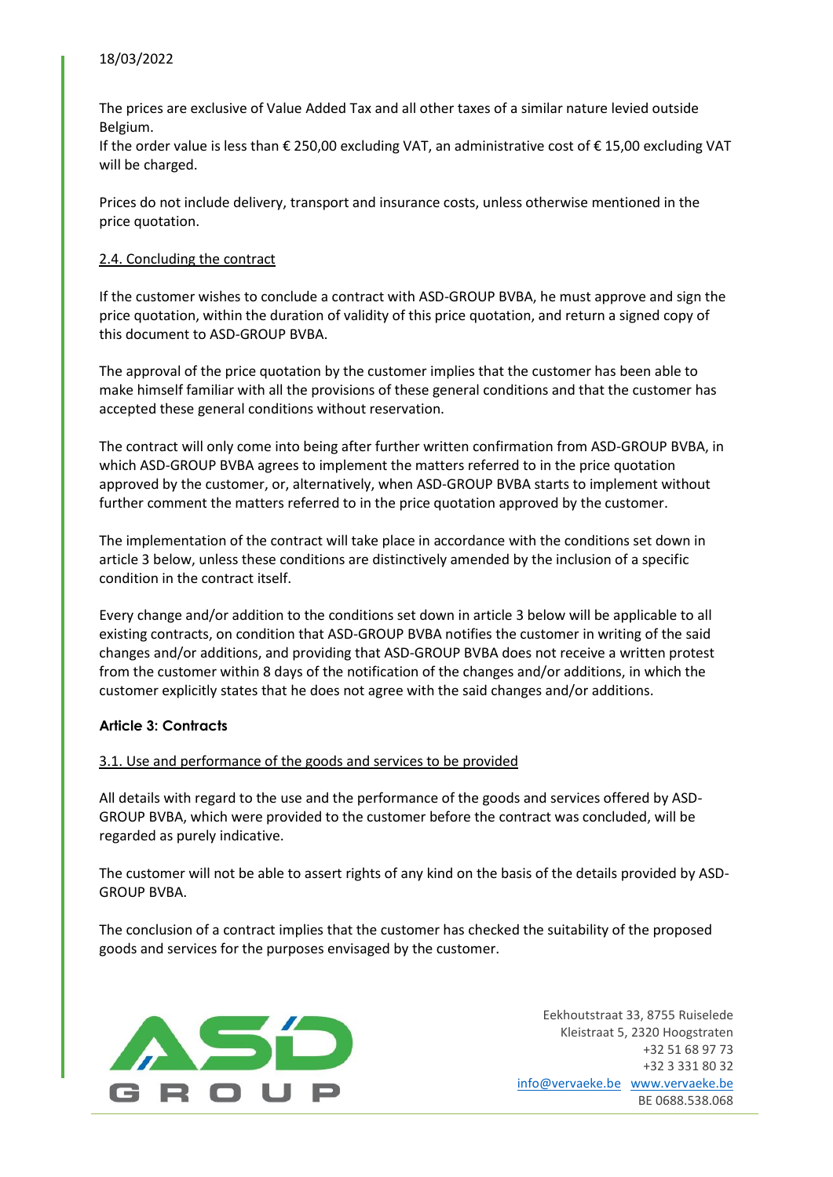The prices are exclusive of Value Added Tax and all other taxes of a similar nature levied outside Belgium.
If the order value is less than € 250,00 excluding VAT, an administrative cost of € 15,00 excluding VAT will be charged.

Prices do not include delivery, transport and insurance costs, unless otherwise mentioned in the price quotation.

### 2.4. Concluding the contract

If the customer wishes to conclude a contract with ASD-GROUP BVBA, he must approve and sign the price quotation, within the duration of validity of this price quotation, and return a signed copy of this document to ASD-GROUP BVBA.

The approval of the price quotation by the customer implies that the customer has been able to make himself familiar with all the provisions of these general conditions and that the customer has accepted these general conditions without reservation.

The contract will only come into being after further written confirmation from ASD-GROUP BVBA, in which ASD-GROUP BVBA agrees to implement the matters referred to in the price quotation approved by the customer, or, alternatively, when ASD-GROUP BVBA starts to implement without further comment the matters referred to in the price quotation approved by the customer.

The implementation of the contract will take place in accordance with the conditions set down in article 3 below, unless these conditions are distinctively amended by the inclusion of a specific condition in the contract itself.

Every change and/or addition to the conditions set down in article 3 below will be applicable to all existing contracts, on condition that ASD-GROUP BVBA notifies the customer in writing of the said changes and/or additions, and providing that ASD-GROUP BVBA does not receive a written protest from the customer within 8 days of the notification of the changes and/or additions, in which the customer explicitly states that he does not agree with the said changes and/or additions.

## Article 3: Contracts

### 3.1. Use and performance of the goods and services to be provided

All details with regard to the use and the performance of the goods and services offered by ASD-GROUP BVBA, which were provided to the customer before the contract was concluded, will be regarded as purely indicative.

The customer will not be able to assert rights of any kind on the basis of the details provided by ASD-GROUP BVBA.

The conclusion of a contract implies that the customer has checked the suitability of the proposed goods and services for the purposes envisaged by the customer.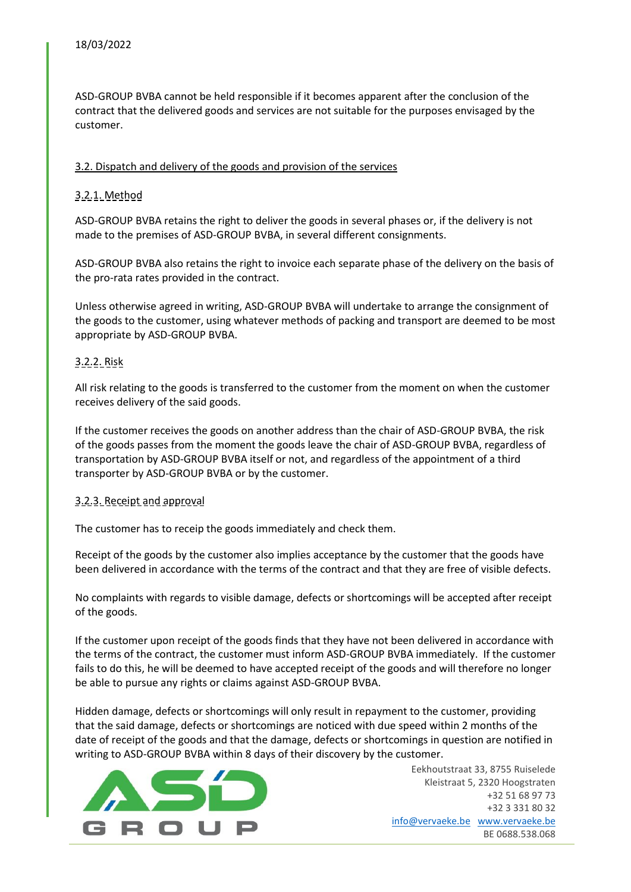ASD-GROUP BVBA cannot be held responsible if it becomes apparent after the conclusion of the contract that the delivered goods and services are not suitable for the purposes envisaged by the customer.

### 3.2. Dispatch and delivery of the goods and provision of the services

#### 3.2.1. Method

ASD-GROUP BVBA retains the right to deliver the goods in several phases or, if the delivery is not made to the premises of ASD-GROUP BVBA, in several different consignments.

ASD-GROUP BVBA also retains the right to invoice each separate phase of the delivery on the basis of the pro-rata rates provided in the contract.

Unless otherwise agreed in writing, ASD-GROUP BVBA will undertake to arrange the consignment of the goods to the customer, using whatever methods of packing and transport are deemed to be most appropriate by ASD-GROUP BVBA.

#### 3.2.2. Risk

All risk relating to the goods is transferred to the customer from the moment on when the customer receives delivery of the said goods.

If the customer receives the goods on another address than the chair of ASD-GROUP BVBA, the risk of the goods passes from the moment the goods leave the chair of ASD-GROUP BVBA, regardless of transportation by ASD-GROUP BVBA itself or not, and regardless of the appointment of a third transporter by ASD-GROUP BVBA or by the customer.

#### 3.2.3. Receipt and approval

The customer has to receip the goods immediately and check them.

Receipt of the goods by the customer also implies acceptance by the customer that the goods have been delivered in accordance with the terms of the contract and that they are free of visible defects.

No complaints with regards to visible damage, defects or shortcomings will be accepted after receipt of the goods.

If the customer upon receipt of the goods finds that they have not been delivered in accordance with the terms of the contract, the customer must inform ASD-GROUP BVBA immediately. If the customer fails to do this, he will be deemed to have accepted receipt of the goods and will therefore no longer be able to pursue any rights or claims against ASD-GROUP BVBA.

Hidden damage, defects or shortcomings will only result in repayment to the customer, providing that the said damage, defects or shortcomings are noticed with due speed within 2 months of the date of receipt of the goods and that the damage, defects or shortcomings in question are notified in writing to ASD-GROUP BVBA within 8 days of their discovery by the customer.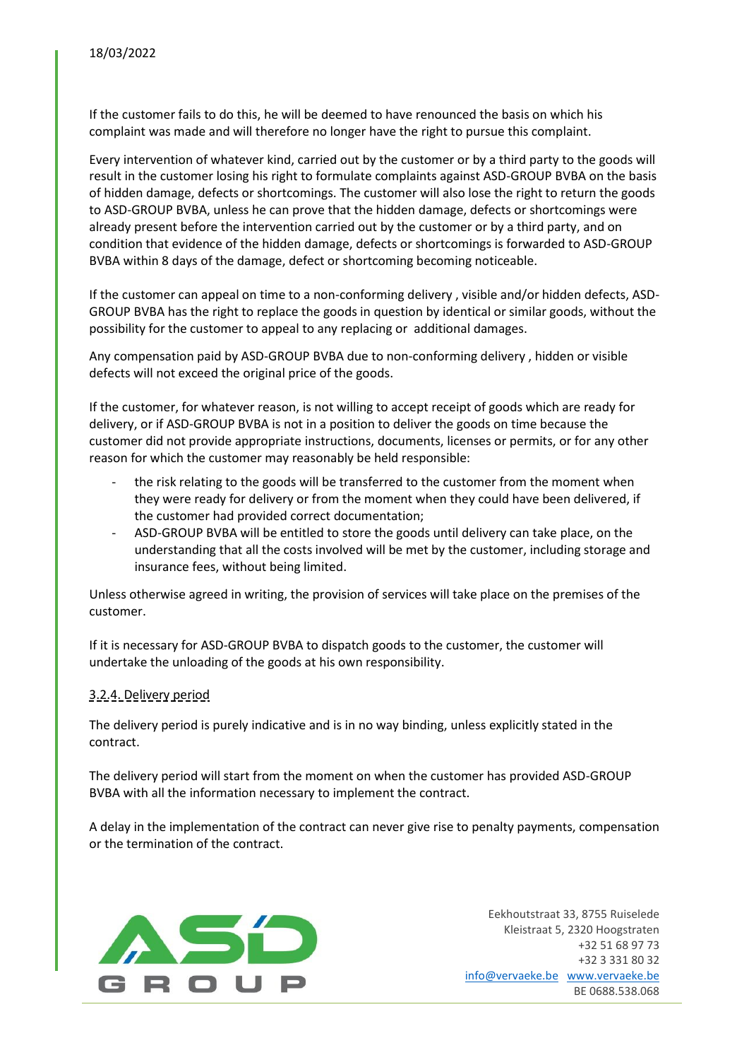If the customer fails to do this, he will be deemed to have renounced the basis on which his complaint was made and will therefore no longer have the right to pursue this complaint.

Every intervention of whatever kind, carried out by the customer or by a third party to the goods will result in the customer losing his right to formulate complaints against ASD-GROUP BVBA on the basis of hidden damage, defects or shortcomings. The customer will also lose the right to return the goods to ASD-GROUP BVBA, unless he can prove that the hidden damage, defects or shortcomings were already present before the intervention carried out by the customer or by a third party, and on condition that evidence of the hidden damage, defects or shortcomings is forwarded to ASD-GROUP BVBA within 8 days of the damage, defect or shortcoming becoming noticeable.

If the customer can appeal on time to a non-conforming delivery , visible and/or hidden defects, ASD-GROUP BVBA has the right to replace the goods in question by identical or similar goods, without the possibility for the customer to appeal to any replacing or additional damages.

Any compensation paid by ASD-GROUP BVBA due to non-conforming delivery , hidden or visible defects will not exceed the original price of the goods.

If the customer, for whatever reason, is not willing to accept receipt of goods which are ready for delivery, or if ASD-GROUP BVBA is not in a position to deliver the goods on time because the customer did not provide appropriate instructions, documents, licenses or permits, or for any other reason for which the customer may reasonably be held responsible:

- the risk relating to the goods will be transferred to the customer from the moment when they were ready for delivery or from the moment when they could have been delivered, if the customer had provided correct documentation;
- ASD-GROUP BVBA will be entitled to store the goods until delivery can take place, on the understanding that all the costs involved will be met by the customer, including storage and insurance fees, without being limited.

Unless otherwise agreed in writing, the provision of services will take place on the premises of the customer.

If it is necessary for ASD-GROUP BVBA to dispatch goods to the customer, the customer will undertake the unloading of the goods at his own responsibility.

### 3.2.4. Delivery period

The delivery period is purely indicative and is in no way binding, unless explicitly stated in the contract.

The delivery period will start from the moment on when the customer has provided ASD-GROUP BVBA with all the information necessary to implement the contract.

A delay in the implementation of the contract can never give rise to penalty payments, compensation or the termination of the contract.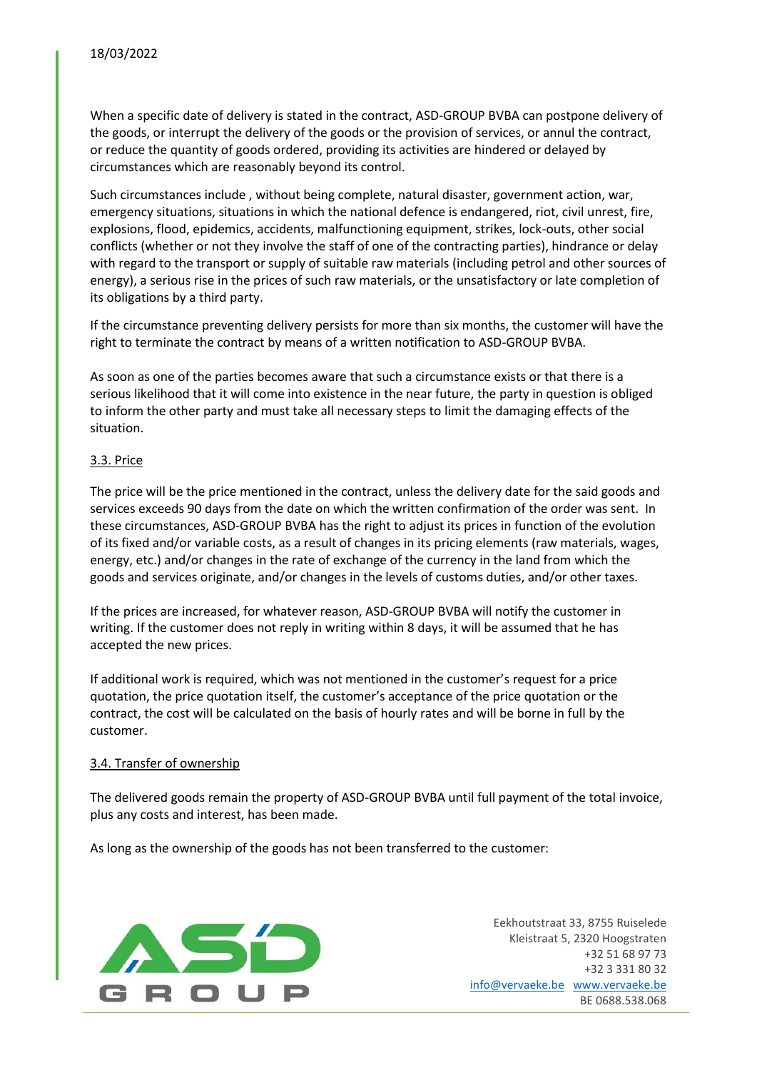When a specific date of delivery is stated in the contract, ASD-GROUP BVBA can postpone delivery of the goods, or interrupt the delivery of the goods or the provision of services, or annul the contract, or reduce the quantity of goods ordered, providing its activities are hindered or delayed by circumstances which are reasonably beyond its control.

Such circumstances include , without being complete, natural disaster, government action, war, emergency situations, situations in which the national defence is endangered, riot, civil unrest, fire, explosions, flood, epidemics, accidents, malfunctioning equipment, strikes, lock-outs, other social conflicts (whether or not they involve the staff of one of the contracting parties), hindrance or delay with regard to the transport or supply of suitable raw materials (including petrol and other sources of energy), a serious rise in the prices of such raw materials, or the unsatisfactory or late completion of its obligations by a third party.

If the circumstance preventing delivery persists for more than six months, the customer will have the right to terminate the contract by means of a written notification to ASD-GROUP BVBA.

As soon as one of the parties becomes aware that such a circumstance exists or that there is a serious likelihood that it will come into existence in the near future, the party in question is obliged to inform the other party and must take all necessary steps to limit the damaging effects of the situation.

### 3.3. Price

The price will be the price mentioned in the contract, unless the delivery date for the said goods and services exceeds 90 days from the date on which the written confirmation of the order was sent. In these circumstances, ASD-GROUP BVBA has the right to adjust its prices in function of the evolution of its fixed and/or variable costs, as a result of changes in its pricing elements (raw materials, wages, energy, etc.) and/or changes in the rate of exchange of the currency in the land from which the goods and services originate, and/or changes in the levels of customs duties, and/or other taxes.

If the prices are increased, for whatever reason, ASD-GROUP BVBA will notify the customer in writing. If the customer does not reply in writing within 8 days, it will be assumed that he has accepted the new prices.

If additional work is required, which was not mentioned in the customer's request for a price quotation, the price quotation itself, the customer's acceptance of the price quotation or the contract, the cost will be calculated on the basis of hourly rates and will be borne in full by the customer.

### 3.4. Transfer of ownership

The delivered goods remain the property of ASD-GROUP BVBA until full payment of the total invoice, plus any costs and interest, has been made.

As long as the ownership of the goods has not been transferred to the customer: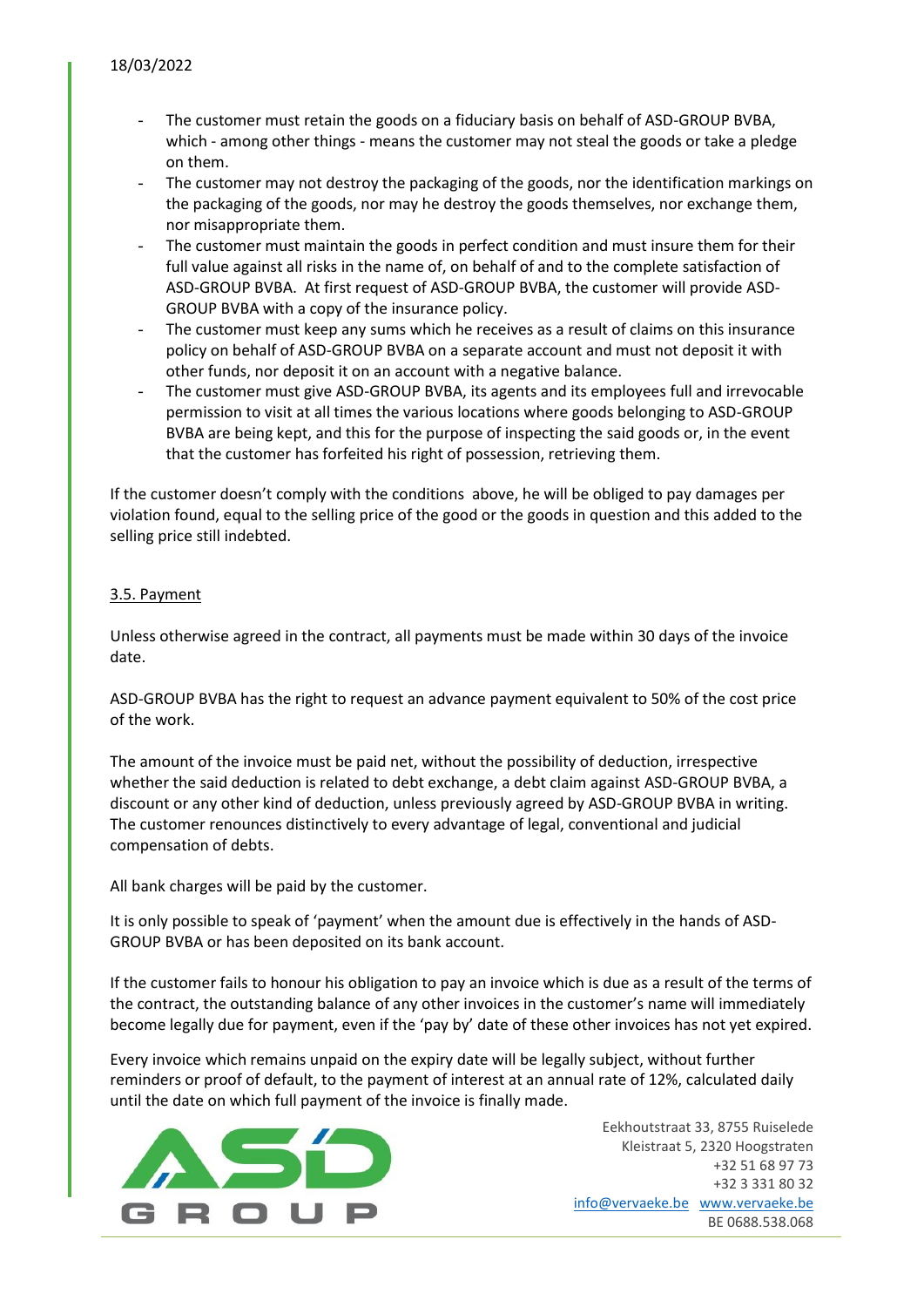- The customer must retain the goods on a fiduciary basis on behalf of ASD-GROUP BVBA, which - among other things - means the customer may not steal the goods or take a pledge on them.
- The customer may not destroy the packaging of the goods, nor the identification markings on the packaging of the goods, nor may he destroy the goods themselves, nor exchange them, nor misappropriate them.
- The customer must maintain the goods in perfect condition and must insure them for their full value against all risks in the name of, on behalf of and to the complete satisfaction of ASD-GROUP BVBA. At first request of ASD-GROUP BVBA, the customer will provide ASD-GROUP BVBA with a copy of the insurance policy.
- The customer must keep any sums which he receives as a result of claims on this insurance policy on behalf of ASD-GROUP BVBA on a separate account and must not deposit it with other funds, nor deposit it on an account with a negative balance.
- The customer must give ASD-GROUP BVBA, its agents and its employees full and irrevocable permission to visit at all times the various locations where goods belonging to ASD-GROUP BVBA are being kept, and this for the purpose of inspecting the said goods or, in the event that the customer has forfeited his right of possession, retrieving them.

If the customer doesn't comply with the conditions above, he will be obliged to pay damages per violation found, equal to the selling price of the good or the goods in question and this added to the selling price still indebted.

### 3.5. Payment

Unless otherwise agreed in the contract, all payments must be made within 30 days of the invoice date.

ASD-GROUP BVBA has the right to request an advance payment equivalent to 50% of the cost price of the work.

The amount of the invoice must be paid net, without the possibility of deduction, irrespective whether the said deduction is related to debt exchange, a debt claim against ASD-GROUP BVBA, a discount or any other kind of deduction, unless previously agreed by ASD-GROUP BVBA in writing. The customer renounces distinctively to every advantage of legal, conventional and judicial compensation of debts.

All bank charges will be paid by the customer.

It is only possible to speak of 'payment' when the amount due is effectively in the hands of ASD-GROUP BVBA or has been deposited on its bank account.

If the customer fails to honour his obligation to pay an invoice which is due as a result of the terms of the contract, the outstanding balance of any other invoices in the customer's name will immediately become legally due for payment, even if the 'pay by' date of these other invoices has not yet expired.

Every invoice which remains unpaid on the expiry date will be legally subject, without further reminders or proof of default, to the payment of interest at an annual rate of 12%, calculated daily until the date on which full payment of the invoice is finally made.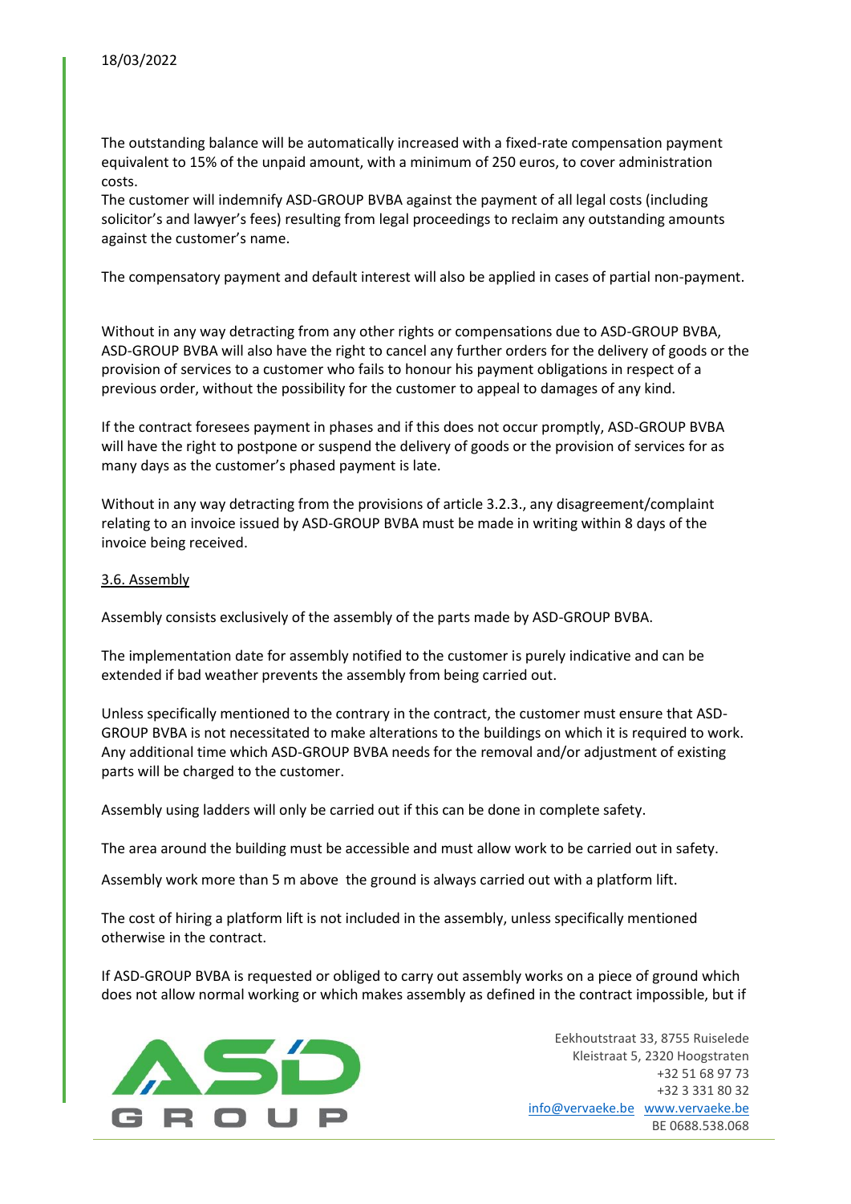The outstanding balance will be automatically increased with a fixed-rate compensation payment equivalent to 15% of the unpaid amount, with a minimum of 250 euros, to cover administration costs.
The customer will indemnify ASD-GROUP BVBA against the payment of all legal costs (including solicitor's and lawyer's fees) resulting from legal proceedings to reclaim any outstanding amounts against the customer's name.

The compensatory payment and default interest will also be applied in cases of partial non-payment.

Without in any way detracting from any other rights or compensations due to ASD-GROUP BVBA, ASD-GROUP BVBA will also have the right to cancel any further orders for the delivery of goods or the provision of services to a customer who fails to honour his payment obligations in respect of a previous order, without the possibility for the customer to appeal to damages of any kind.

If the contract foresees payment in phases and if this does not occur promptly, ASD-GROUP BVBA will have the right to postpone or suspend the delivery of goods or the provision of services for as many days as the customer's phased payment is late.

Without in any way detracting from the provisions of article 3.2.3., any disagreement/complaint relating to an invoice issued by ASD-GROUP BVBA must be made in writing within 8 days of the invoice being received.

### 3.6. Assembly

Assembly consists exclusively of the assembly of the parts made by ASD-GROUP BVBA.

The implementation date for assembly notified to the customer is purely indicative and can be extended if bad weather prevents the assembly from being carried out.

Unless specifically mentioned to the contrary in the contract, the customer must ensure that ASD-GROUP BVBA is not necessitated to make alterations to the buildings on which it is required to work. Any additional time which ASD-GROUP BVBA needs for the removal and/or adjustment of existing parts will be charged to the customer.

Assembly using ladders will only be carried out if this can be done in complete safety.

The area around the building must be accessible and must allow work to be carried out in safety.

Assembly work more than 5 m above the ground is always carried out with a platform lift.

The cost of hiring a platform lift is not included in the assembly, unless specifically mentioned otherwise in the contract.

If ASD-GROUP BVBA is requested or obliged to carry out assembly works on a piece of ground which does not allow normal working or which makes assembly as defined in the contract impossible, but if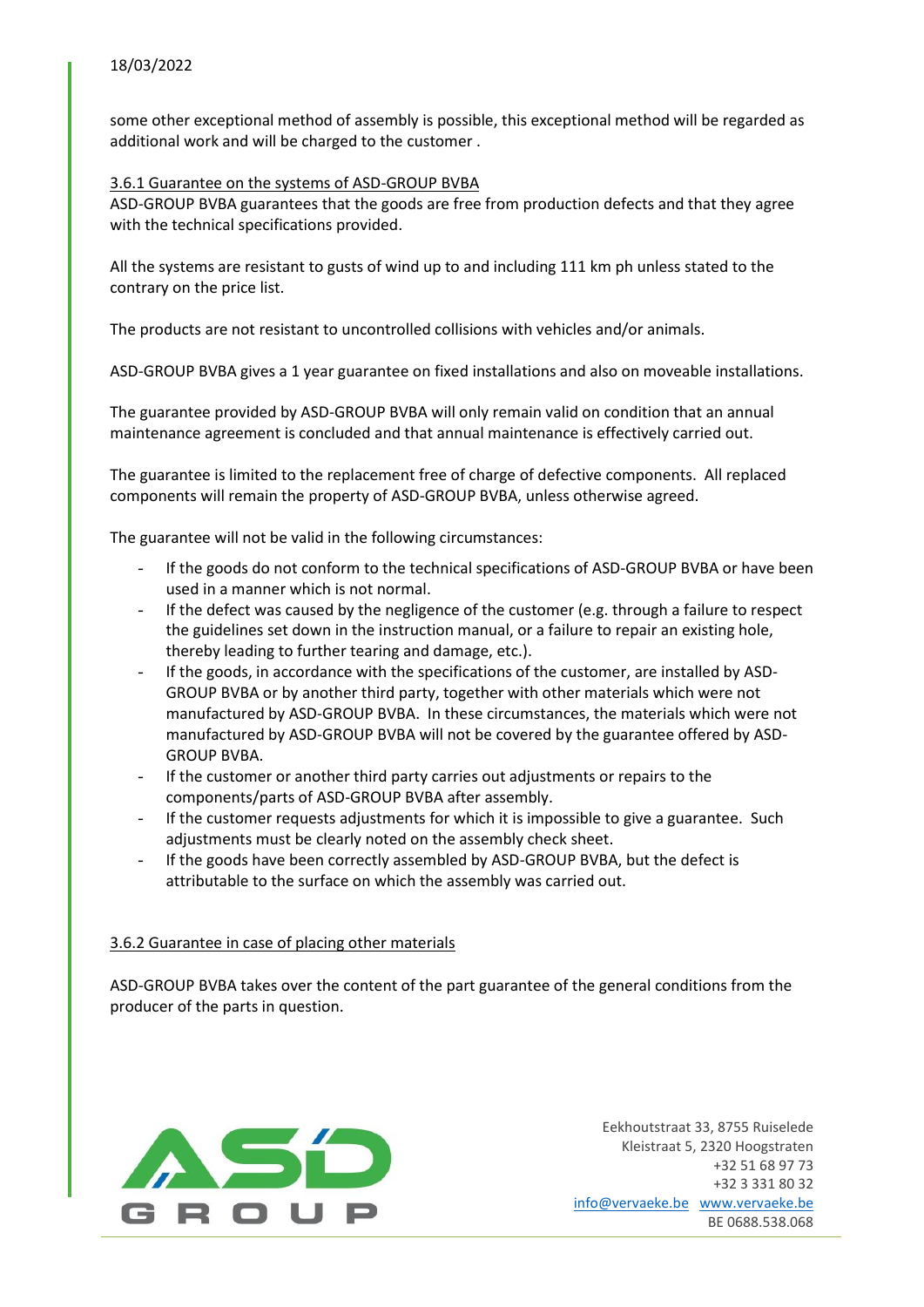some other exceptional method of assembly is possible, this exceptional method will be regarded as additional work and will be charged to the customer .

### 3.6.1 Guarantee on the systems of ASD-GROUP BVBA

ASD-GROUP BVBA guarantees that the goods are free from production defects and that they agree with the technical specifications provided.

All the systems are resistant to gusts of wind up to and including 111 km ph unless stated to the contrary on the price list.

The products are not resistant to uncontrolled collisions with vehicles and/or animals.

ASD-GROUP BVBA gives a 1 year guarantee on fixed installations and also on moveable installations.

The guarantee provided by ASD-GROUP BVBA will only remain valid on condition that an annual maintenance agreement is concluded and that annual maintenance is effectively carried out.

The guarantee is limited to the replacement free of charge of defective components. All replaced components will remain the property of ASD-GROUP BVBA, unless otherwise agreed.

The guarantee will not be valid in the following circumstances:

- If the goods do not conform to the technical specifications of ASD-GROUP BVBA or have been used in a manner which is not normal.
- If the defect was caused by the negligence of the customer (e.g. through a failure to respect the guidelines set down in the instruction manual, or a failure to repair an existing hole, thereby leading to further tearing and damage, etc.).
- If the goods, in accordance with the specifications of the customer, are installed by ASD-GROUP BVBA or by another third party, together with other materials which were not manufactured by ASD-GROUP BVBA. In these circumstances, the materials which were not manufactured by ASD-GROUP BVBA will not be covered by the guarantee offered by ASD-GROUP BVBA.
- If the customer or another third party carries out adjustments or repairs to the components/parts of ASD-GROUP BVBA after assembly.
- If the customer requests adjustments for which it is impossible to give a guarantee. Such adjustments must be clearly noted on the assembly check sheet.
- If the goods have been correctly assembled by ASD-GROUP BVBA, but the defect is attributable to the surface on which the assembly was carried out.

### 3.6.2 Guarantee in case of placing other materials

ASD-GROUP BVBA takes over the content of the part guarantee of the general conditions from the producer of the parts in question.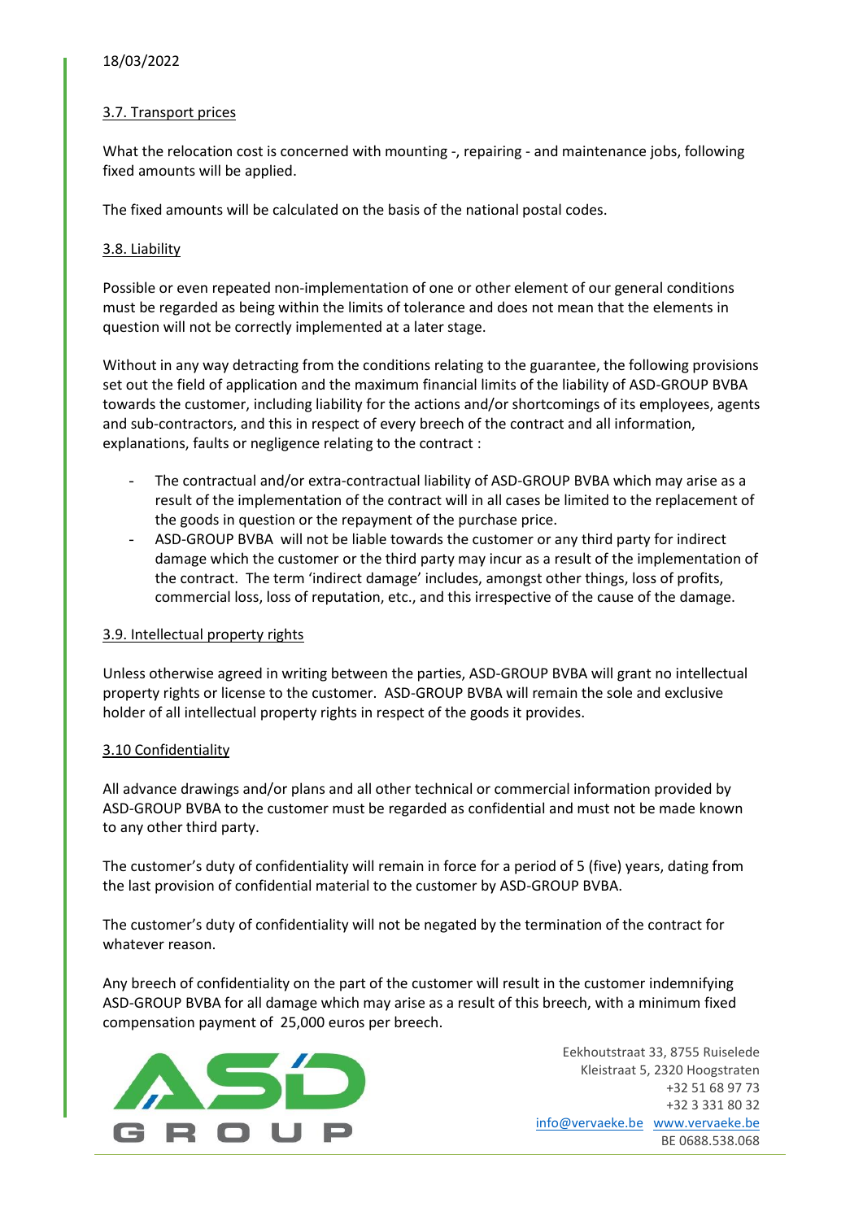### 3.7. Transport prices

What the relocation cost is concerned with mounting -, repairing - and maintenance jobs, following fixed amounts will be applied.

The fixed amounts will be calculated on the basis of the national postal codes.

### 3.8. Liability

Possible or even repeated non-implementation of one or other element of our general conditions must be regarded as being within the limits of tolerance and does not mean that the elements in question will not be correctly implemented at a later stage.

Without in any way detracting from the conditions relating to the guarantee, the following provisions set out the field of application and the maximum financial limits of the liability of ASD-GROUP BVBA towards the customer, including liability for the actions and/or shortcomings of its employees, agents and sub-contractors, and this in respect of every breech of the contract and all information, explanations, faults or negligence relating to the contract :

- The contractual and/or extra-contractual liability of ASD-GROUP BVBA which may arise as a result of the implementation of the contract will in all cases be limited to the replacement of the goods in question or the repayment of the purchase price.
- ASD-GROUP BVBA will not be liable towards the customer or any third party for indirect damage which the customer or the third party may incur as a result of the implementation of the contract. The term 'indirect damage' includes, amongst other things, loss of profits, commercial loss, loss of reputation, etc., and this irrespective of the cause of the damage.

### 3.9. Intellectual property rights

Unless otherwise agreed in writing between the parties, ASD-GROUP BVBA will grant no intellectual property rights or license to the customer. ASD-GROUP BVBA will remain the sole and exclusive holder of all intellectual property rights in respect of the goods it provides.

### 3.10 Confidentiality

All advance drawings and/or plans and all other technical or commercial information provided by ASD-GROUP BVBA to the customer must be regarded as confidential and must not be made known to any other third party.

The customer's duty of confidentiality will remain in force for a period of 5 (five) years, dating from the last provision of confidential material to the customer by ASD-GROUP BVBA.

The customer's duty of confidentiality will not be negated by the termination of the contract for whatever reason.

Any breech of confidentiality on the part of the customer will result in the customer indemnifying ASD-GROUP BVBA for all damage which may arise as a result of this breech, with a minimum fixed compensation payment of 25,000 euros per breech.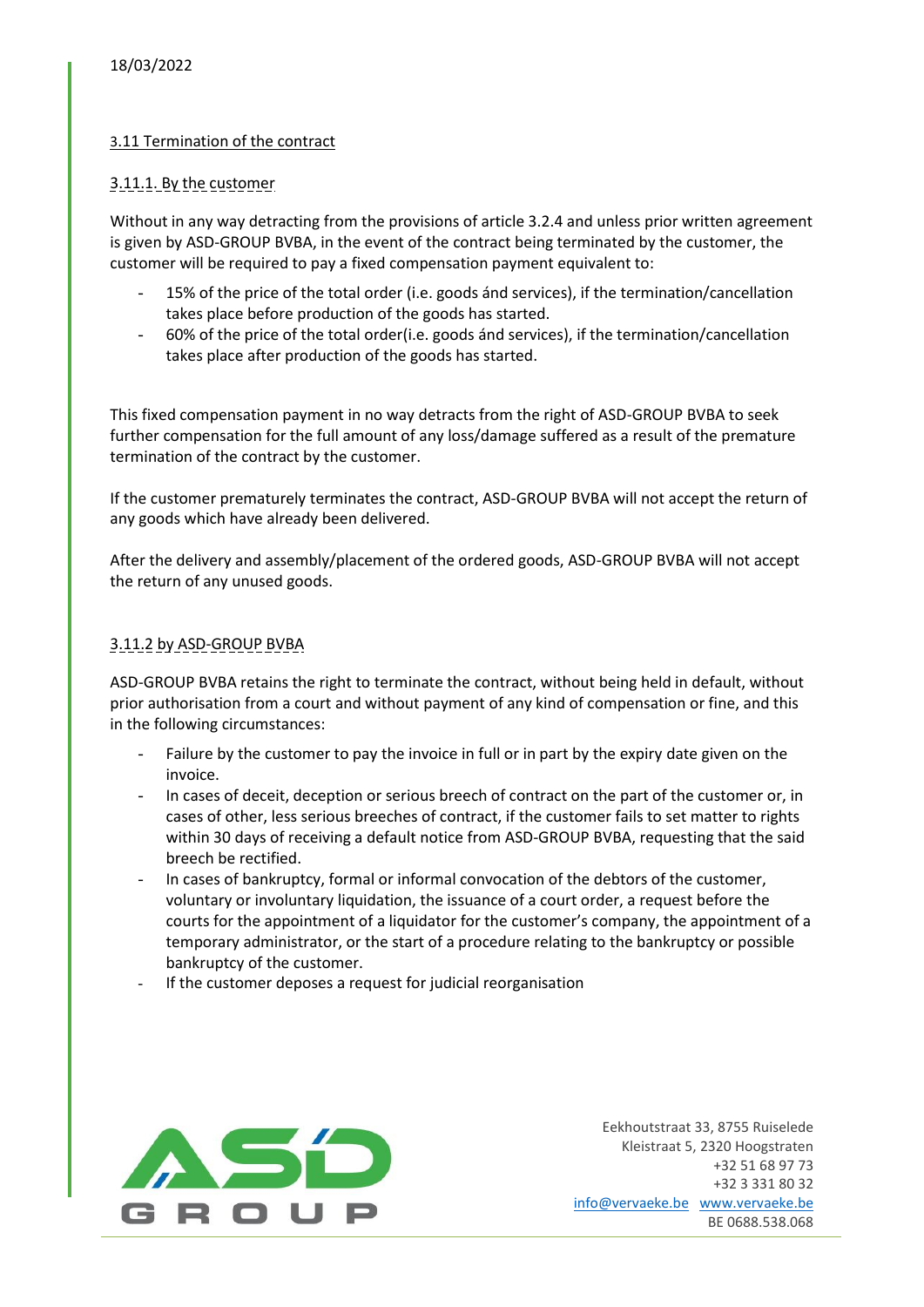18/03/2022

### 3.11 Termination of the contract

#### 3.11.1. By the customer

Without in any way detracting from the provisions of article 3.2.4 and unless prior written agreement is given by ASD-GROUP BVBA, in the event of the contract being terminated by the customer, the customer will be required to pay a fixed compensation payment equivalent to:

- 15% of the price of the total order (i.e. goods ánd services), if the termination/cancellation takes place before production of the goods has started.
- 60% of the price of the total order(i.e. goods ánd services), if the termination/cancellation takes place after production of the goods has started.

This fixed compensation payment in no way detracts from the right of ASD-GROUP BVBA to seek further compensation for the full amount of any loss/damage suffered as a result of the premature termination of the contract by the customer.

If the customer prematurely terminates the contract, ASD-GROUP BVBA will not accept the return of any goods which have already been delivered.

After the delivery and assembly/placement of the ordered goods, ASD-GROUP BVBA will not accept the return of any unused goods.

#### 3.11.2 by ASD-GROUP BVBA

ASD-GROUP BVBA retains the right to terminate the contract, without being held in default, without prior authorisation from a court and without payment of any kind of compensation or fine, and this in the following circumstances:

- Failure by the customer to pay the invoice in full or in part by the expiry date given on the invoice.
- In cases of deceit, deception or serious breech of contract on the part of the customer or, in cases of other, less serious breeches of contract, if the customer fails to set matter to rights within 30 days of receiving a default notice from ASD-GROUP BVBA, requesting that the said breech be rectified.
- In cases of bankruptcy, formal or informal convocation of the debtors of the customer, voluntary or involuntary liquidation, the issuance of a court order, a request before the courts for the appointment of a liquidator for the customer's company, the appointment of a temporary administrator, or the start of a procedure relating to the bankruptcy or possible bankruptcy of the customer.
- If the customer deposes a request for judicial reorganisation

Eekhoutstraat 33, 8755 Ruiselede
Kleistraat 5, 2320 Hoogstraten
+32 51 68 97 73
+32 3 331 80 32
info@vervaeke.be www.vervaeke.be
BE 0688.538.068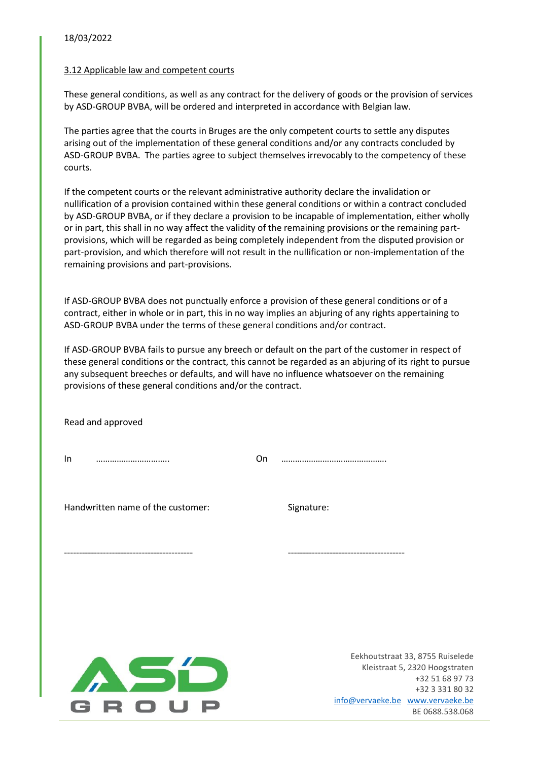18/03/2022

3.12 Applicable law and competent courts

These general conditions, as well as any contract for the delivery of goods or the provision of services by ASD-GROUP BVBA, will be ordered and interpreted in accordance with Belgian law.

The parties agree that the courts in Bruges are the only competent courts to settle any disputes arising out of the implementation of these general conditions and/or any contracts concluded by ASD-GROUP BVBA. The parties agree to subject themselves irrevocably to the competency of these courts.

If the competent courts or the relevant administrative authority declare the invalidation or nullification of a provision contained within these general conditions or within a contract concluded by ASD-GROUP BVBA, or if they declare a provision to be incapable of implementation, either wholly or in part, this shall in no way affect the validity of the remaining provisions or the remaining part-provisions, which will be regarded as being completely independent from the disputed provision or part-provision, and which therefore will not result in the nullification or non-implementation of the remaining provisions and part-provisions.

If ASD-GROUP BVBA does not punctually enforce a provision of these general conditions or of a contract, either in whole or in part, this in no way implies an abjuring of any rights appertaining to ASD-GROUP BVBA under the terms of these general conditions and/or contract.

If ASD-GROUP BVBA fails to pursue any breech or default on the part of the customer in respect of these general conditions or the contract, this cannot be regarded as an abjuring of its right to pursue any subsequent breeches or defaults, and will have no influence whatsoever on the remaining provisions of these general conditions and/or the contract.

Read and approved

In ………………………….. On ……………………………………….

Handwritten name of the customer: Signature:

------------------------------------------ --------------------------------------

ASD GROUP

Eekhoutstraat 33, 8755 Ruiselede
Kleistraat 5, 2320 Hoogstraten
+32 51 68 97 73
+32 3 331 80 32
info@vervaeke.be www.vervaeke.be
BE 0688.538.068